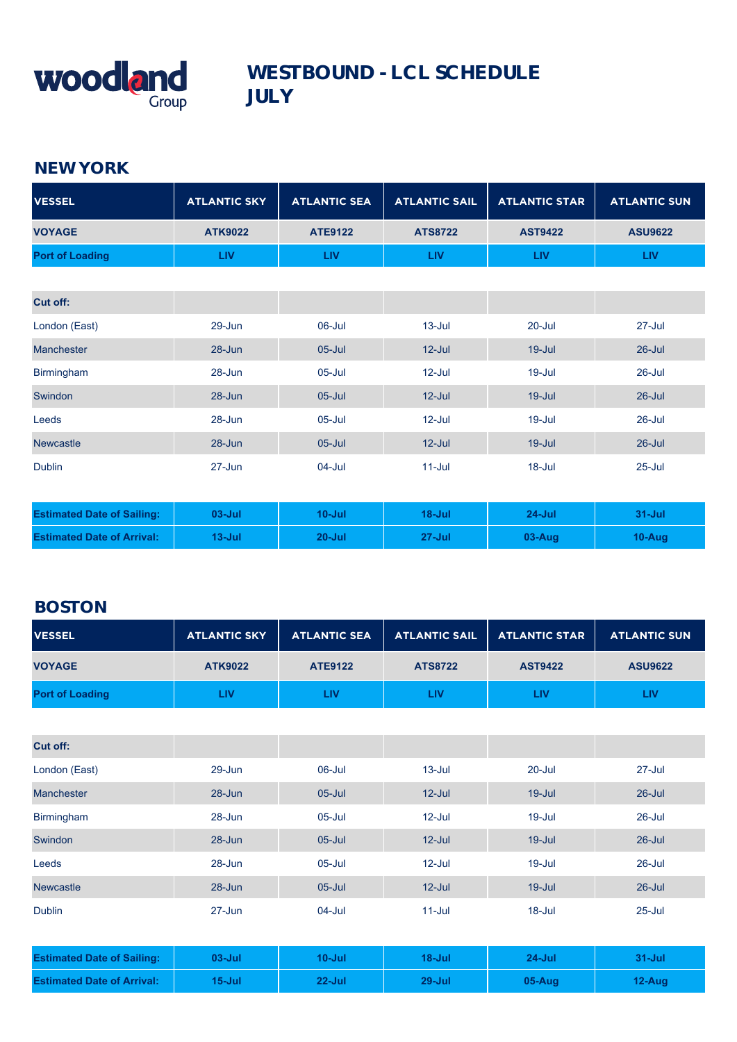woodland Group

# WESTBOUND - LCL SCHEDULE JULY

## NEW YORK

| VESSEL | ATLANTIC SKY | ATLANTIC SEA | ATLANTIC SAIL | ATLANTIC STAR | ATLANTIC SUN |
|---|---|---|---|---|---|
| VOYAGE | ATK9022 | ATE9122 | ATS8722 | AST9422 | ASU9622 |
| Port of Loading | LIV | LIV | LIV | LIV | LIV |
| | | | | | |
| **Cut off:** | | | | | |
| London (East) | 29-Jun | 06-Jul | 13-Jul | 20-Jul | 27-Jul |
| Manchester | 28-Jun | 05-Jul | 12-Jul | 19-Jul | 26-Jul |
| Birmingham | 28-Jun | 05-Jul | 12-Jul | 19-Jul | 26-Jul |
| Swindon | 28-Jun | 05-Jul | 12-Jul | 19-Jul | 26-Jul |
| Leeds | 28-Jun | 05-Jul | 12-Jul | 19-Jul | 26-Jul |
| Newcastle | 28-Jun | 05-Jul | 12-Jul | 19-Jul | 26-Jul |
| Dublin | 27-Jun | 04-Jul | 11-Jul | 18-Jul | 25-Jul |
| | | | | | |
| **Estimated Date of Sailing:** | 03-Jul | 10-Jul | 18-Jul | 24-Jul | 31-Jul |
| **Estimated Date of Arrival:** | 13-Jul | 20-Jul | 27-Jul | 03-Aug | 10-Aug |

## BOSTON

| VESSEL | ATLANTIC SKY | ATLANTIC SEA | ATLANTIC SAIL | ATLANTIC STAR | ATLANTIC SUN |
|---|---|---|---|---|---|
| VOYAGE | ATK9022 | ATE9122 | ATS8722 | AST9422 | ASU9622 |
| Port of Loading | LIV | LIV | LIV | LIV | LIV |
| | | | | | |
| **Cut off:** | | | | | |
| London (East) | 29-Jun | 06-Jul | 13-Jul | 20-Jul | 27-Jul |
| Manchester | 28-Jun | 05-Jul | 12-Jul | 19-Jul | 26-Jul |
| Birmingham | 28-Jun | 05-Jul | 12-Jul | 19-Jul | 26-Jul |
| Swindon | 28-Jun | 05-Jul | 12-Jul | 19-Jul | 26-Jul |
| Leeds | 28-Jun | 05-Jul | 12-Jul | 19-Jul | 26-Jul |
| Newcastle | 28-Jun | 05-Jul | 12-Jul | 19-Jul | 26-Jul |
| Dublin | 27-Jun | 04-Jul | 11-Jul | 18-Jul | 25-Jul |
| | | | | | |
| **Estimated Date of Sailing:** | 03-Jul | 10-Jul | 18-Jul | 24-Jul | 31-Jul |
| **Estimated Date of Arrival:** | 15-Jul | 22-Jul | 29-Jul | 05-Aug | 12-Aug |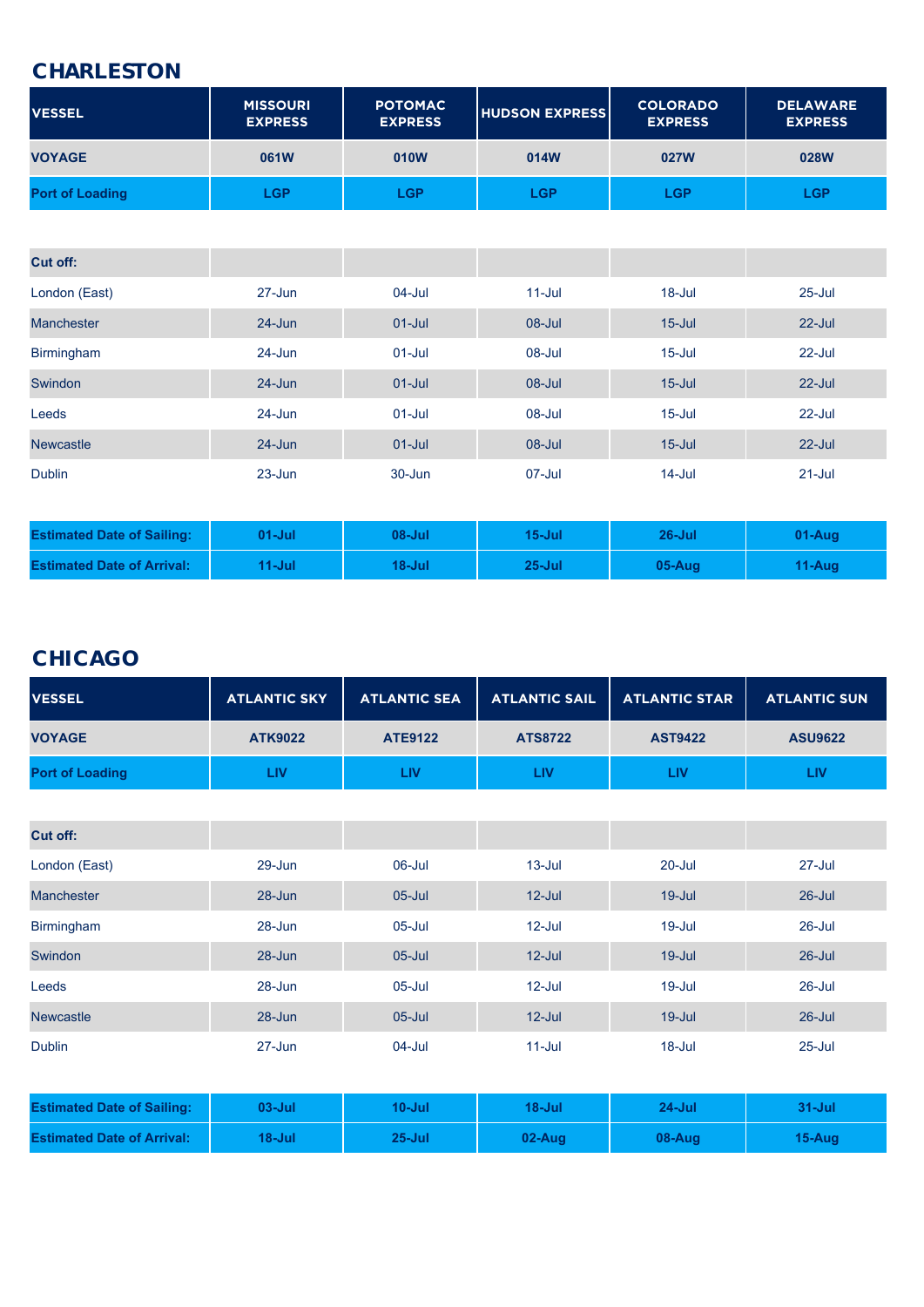## CHARLESTON

| VESSEL | MISSOURI EXPRESS | POTOMAC EXPRESS | HUDSON EXPRESS | COLORADO EXPRESS | DELAWARE EXPRESS |
|---|---|---|---|---|---|
| VOYAGE | 061W | 010W | 014W | 027W | 028W |
| Port of Loading | LGP | LGP | LGP | LGP | LGP |
| **Cut off:** | | | | | |
| London (East) | 27-Jun | 04-Jul | 11-Jul | 18-Jul | 25-Jul |
| Manchester | 24-Jun | 01-Jul | 08-Jul | 15-Jul | 22-Jul |
| Birmingham | 24-Jun | 01-Jul | 08-Jul | 15-Jul | 22-Jul |
| Swindon | 24-Jun | 01-Jul | 08-Jul | 15-Jul | 22-Jul |
| Leeds | 24-Jun | 01-Jul | 08-Jul | 15-Jul | 22-Jul |
| Newcastle | 24-Jun | 01-Jul | 08-Jul | 15-Jul | 22-Jul |
| Dublin | 23-Jun | 30-Jun | 07-Jul | 14-Jul | 21-Jul |
| **Estimated Date of Sailing:** | **01-Jul** | **08-Jul** | **15-Jul** | **26-Jul** | **01-Aug** |
| **Estimated Date of Arrival:** | **11-Jul** | **18-Jul** | **25-Jul** | **05-Aug** | **11-Aug** |

## CHICAGO

| VESSEL | ATLANTIC SKY | ATLANTIC SEA | ATLANTIC SAIL | ATLANTIC STAR | ATLANTIC SUN |
|---|---|---|---|---|---|
| VOYAGE | ATK9022 | ATE9122 | ATS8722 | AST9422 | ASU9622 |
| Port of Loading | LIV | LIV | LIV | LIV | LIV |
| **Cut off:** | | | | | |
| London (East) | 29-Jun | 06-Jul | 13-Jul | 20-Jul | 27-Jul |
| Manchester | 28-Jun | 05-Jul | 12-Jul | 19-Jul | 26-Jul |
| Birmingham | 28-Jun | 05-Jul | 12-Jul | 19-Jul | 26-Jul |
| Swindon | 28-Jun | 05-Jul | 12-Jul | 19-Jul | 26-Jul |
| Leeds | 28-Jun | 05-Jul | 12-Jul | 19-Jul | 26-Jul |
| Newcastle | 28-Jun | 05-Jul | 12-Jul | 19-Jul | 26-Jul |
| Dublin | 27-Jun | 04-Jul | 11-Jul | 18-Jul | 25-Jul |
| **Estimated Date of Sailing:** | **03-Jul** | **10-Jul** | **18-Jul** | **24-Jul** | **31-Jul** |
| **Estimated Date of Arrival:** | **18-Jul** | **25-Jul** | **02-Aug** | **08-Aug** | **15-Aug** |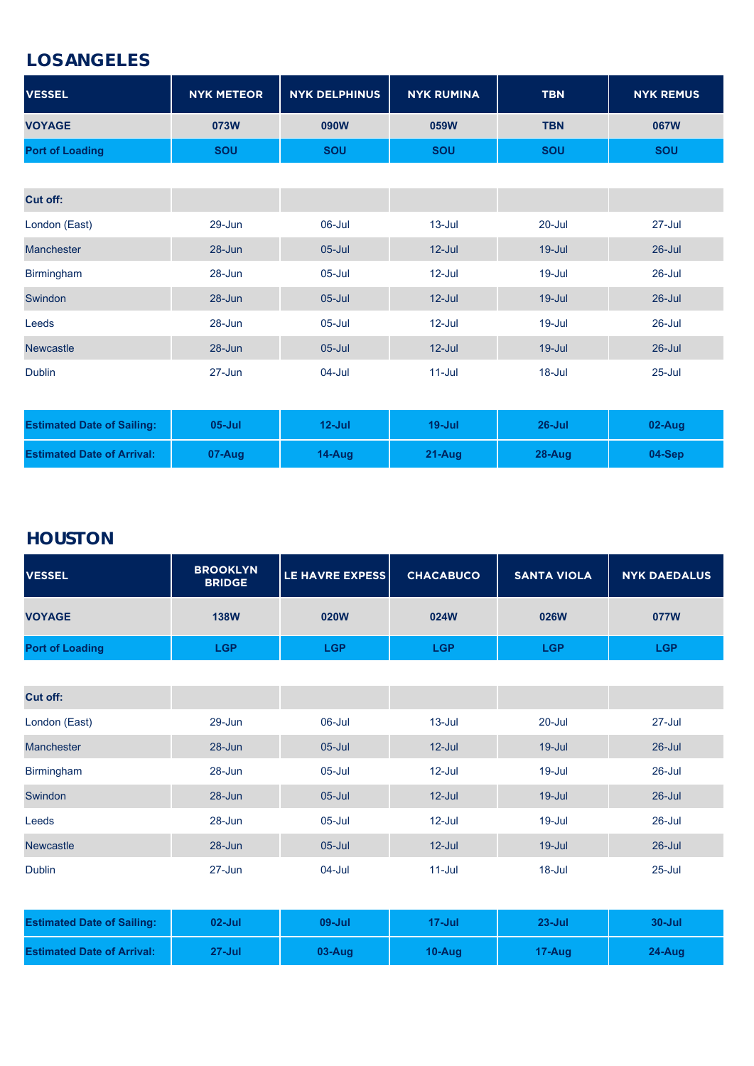## LOSANGELES

| VESSEL | NYK METEOR | NYK DELPHINUS | NYK RUMINA | TBN | NYK REMUS |
|---|---|---|---|---|---|
| **VOYAGE** | **073W** | **090W** | **059W** | **TBN** | **067W** |
| **Port of Loading** | **SOU** | **SOU** | **SOU** | **SOU** | **SOU** |
| | | | | | |
| **Cut off:** | | | | | |
| London (East) | 29-Jun | 06-Jul | 13-Jul | 20-Jul | 27-Jul |
| Manchester | 28-Jun | 05-Jul | 12-Jul | 19-Jul | 26-Jul |
| Birmingham | 28-Jun | 05-Jul | 12-Jul | 19-Jul | 26-Jul |
| Swindon | 28-Jun | 05-Jul | 12-Jul | 19-Jul | 26-Jul |
| Leeds | 28-Jun | 05-Jul | 12-Jul | 19-Jul | 26-Jul |
| Newcastle | 28-Jun | 05-Jul | 12-Jul | 19-Jul | 26-Jul |
| Dublin | 27-Jun | 04-Jul | 11-Jul | 18-Jul | 25-Jul |
| | | | | | |
| **Estimated Date of Sailing:** | **05-Jul** | **12-Jul** | **19-Jul** | **26-Jul** | **02-Aug** |
| **Estimated Date of Arrival:** | **07-Aug** | **14-Aug** | **21-Aug** | **28-Aug** | **04-Sep** |

## HOUSTON

| VESSEL | BROOKLYN BRIDGE | LE HAVRE EXPESS | CHACABUCO | SANTA VIOLA | NYK DAEDALUS |
|---|---|---|---|---|---|
| **VOYAGE** | **138W** | **020W** | **024W** | **026W** | **077W** |
| **Port of Loading** | **LGP** | **LGP** | **LGP** | **LGP** | **LGP** |
| | | | | | |
| **Cut off:** | | | | | |
| London (East) | 29-Jun | 06-Jul | 13-Jul | 20-Jul | 27-Jul |
| Manchester | 28-Jun | 05-Jul | 12-Jul | 19-Jul | 26-Jul |
| Birmingham | 28-Jun | 05-Jul | 12-Jul | 19-Jul | 26-Jul |
| Swindon | 28-Jun | 05-Jul | 12-Jul | 19-Jul | 26-Jul |
| Leeds | 28-Jun | 05-Jul | 12-Jul | 19-Jul | 26-Jul |
| Newcastle | 28-Jun | 05-Jul | 12-Jul | 19-Jul | 26-Jul |
| Dublin | 27-Jun | 04-Jul | 11-Jul | 18-Jul | 25-Jul |
| | | | | | |
| **Estimated Date of Sailing:** | **02-Jul** | **09-Jul** | **17-Jul** | **23-Jul** | **30-Jul** |
| **Estimated Date of Arrival:** | **27-Jul** | **03-Aug** | **10-Aug** | **17-Aug** | **24-Aug** |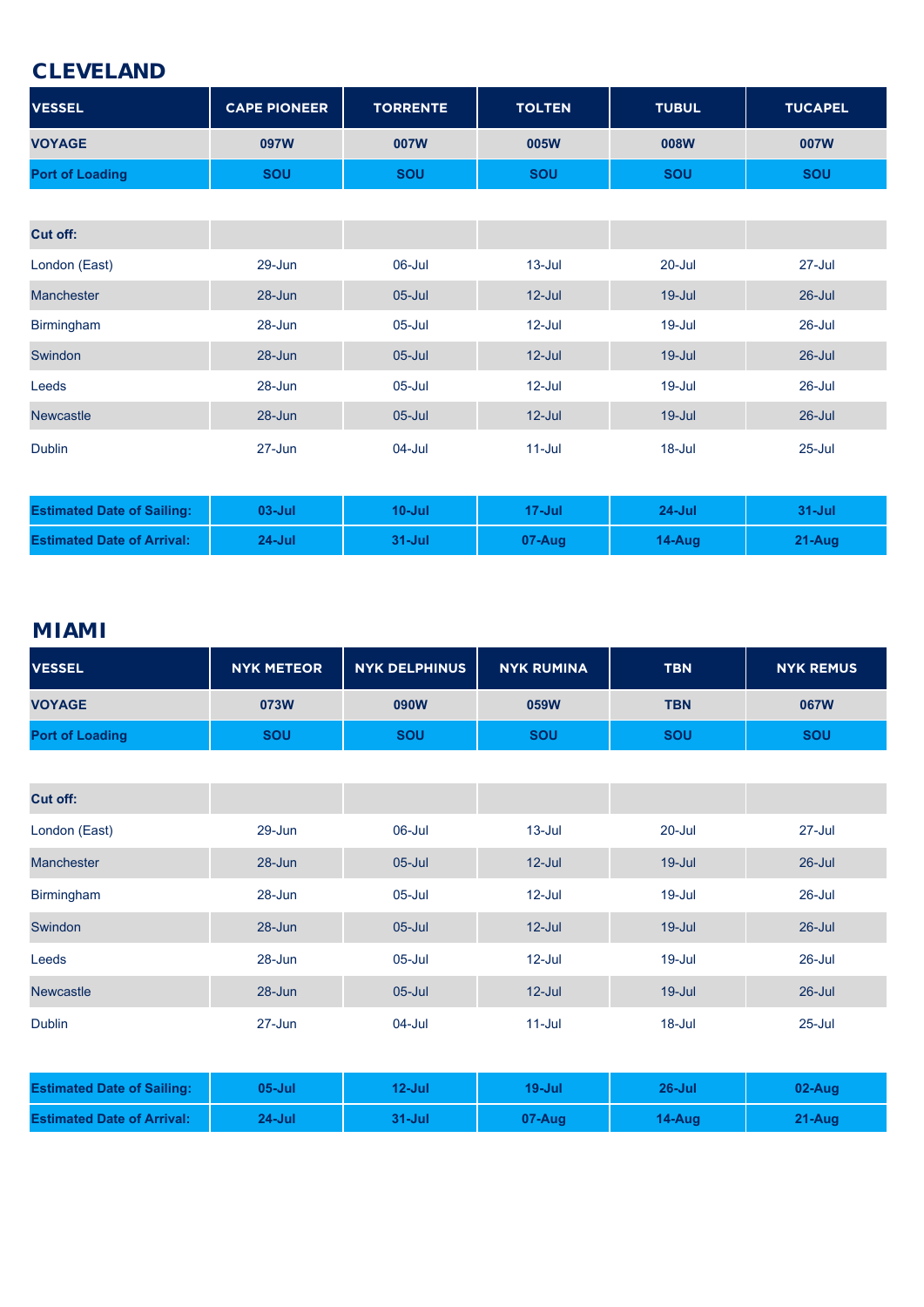## CLEVELAND

| VESSEL | CAPE PIONEER | TORRENTE | TOLTEN | TUBUL | TUCAPEL |
| --- | --- | --- | --- | --- | --- |
| VOYAGE | 097W | 007W | 005W | 008W | 007W |
| Port of Loading | SOU | SOU | SOU | SOU | SOU |
| | | | | | |
| Cut off: | | | | | |
| London (East) | 29-Jun | 06-Jul | 13-Jul | 20-Jul | 27-Jul |
| Manchester | 28-Jun | 05-Jul | 12-Jul | 19-Jul | 26-Jul |
| Birmingham | 28-Jun | 05-Jul | 12-Jul | 19-Jul | 26-Jul |
| Swindon | 28-Jun | 05-Jul | 12-Jul | 19-Jul | 26-Jul |
| Leeds | 28-Jun | 05-Jul | 12-Jul | 19-Jul | 26-Jul |
| Newcastle | 28-Jun | 05-Jul | 12-Jul | 19-Jul | 26-Jul |
| Dublin | 27-Jun | 04-Jul | 11-Jul | 18-Jul | 25-Jul |
| | | | | | |
| Estimated Date of Sailing: | 03-Jul | 10-Jul | 17-Jul | 24-Jul | 31-Jul |
| Estimated Date of Arrival: | 24-Jul | 31-Jul | 07-Aug | 14-Aug | 21-Aug |

## MIAMI

| VESSEL | NYK METEOR | NYK DELPHINUS | NYK RUMINA | TBN | NYK REMUS |
| --- | --- | --- | --- | --- | --- |
| VOYAGE | 073W | 090W | 059W | TBN | 067W |
| Port of Loading | SOU | SOU | SOU | SOU | SOU |
| | | | | | |
| Cut off: | | | | | |
| London (East) | 29-Jun | 06-Jul | 13-Jul | 20-Jul | 27-Jul |
| Manchester | 28-Jun | 05-Jul | 12-Jul | 19-Jul | 26-Jul |
| Birmingham | 28-Jun | 05-Jul | 12-Jul | 19-Jul | 26-Jul |
| Swindon | 28-Jun | 05-Jul | 12-Jul | 19-Jul | 26-Jul |
| Leeds | 28-Jun | 05-Jul | 12-Jul | 19-Jul | 26-Jul |
| Newcastle | 28-Jun | 05-Jul | 12-Jul | 19-Jul | 26-Jul |
| Dublin | 27-Jun | 04-Jul | 11-Jul | 18-Jul | 25-Jul |
| | | | | | |
| Estimated Date of Sailing: | 05-Jul | 12-Jul | 19-Jul | 26-Jul | 02-Aug |
| Estimated Date of Arrival: | 24-Jul | 31-Jul | 07-Aug | 14-Aug | 21-Aug |